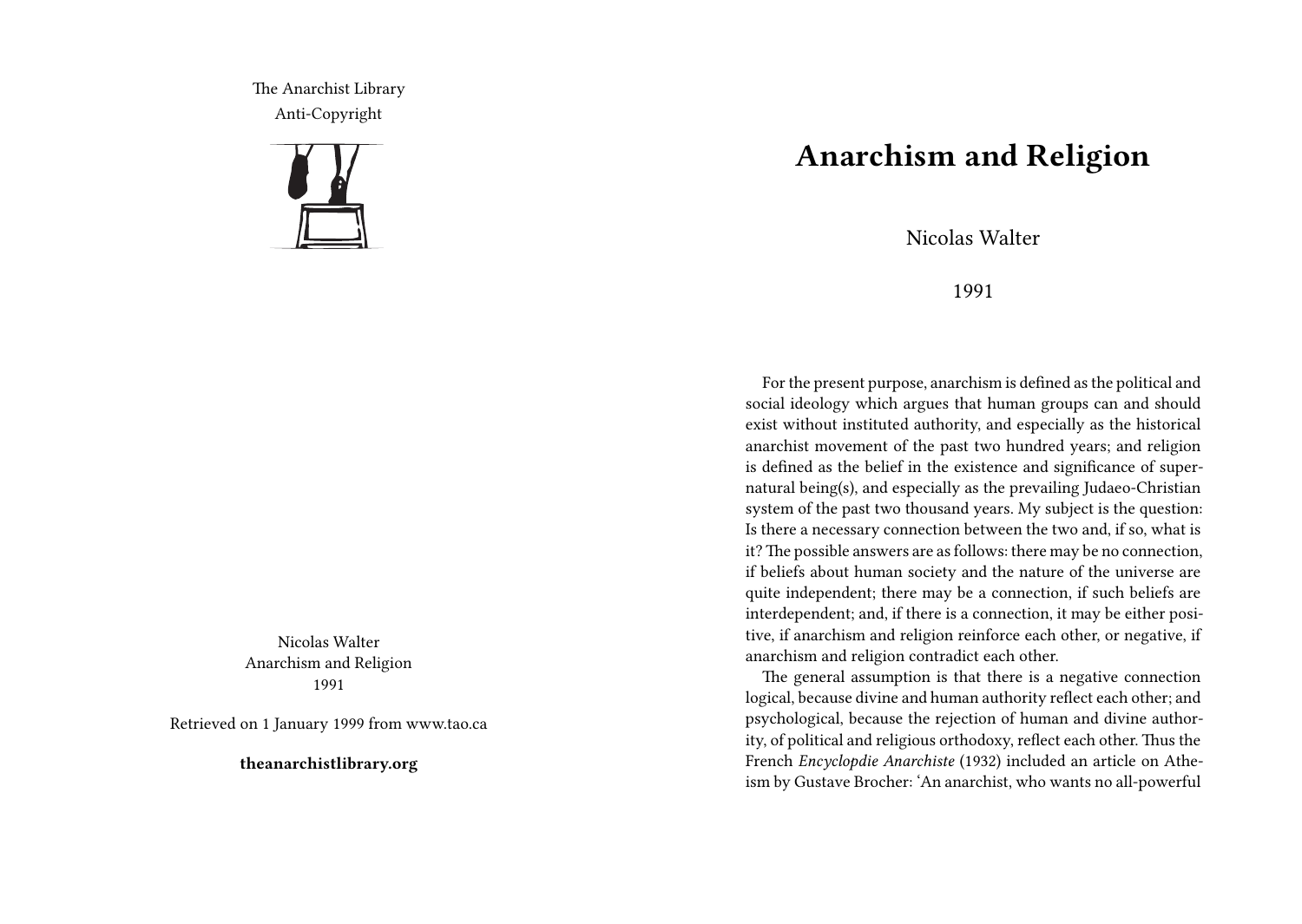The Anarchist Library
Anti-Copyright

Nicolas Walter
Anarchism and Religion
1991

Retrieved on 1 January 1999 from www.tao.ca

**theanarchistlibrary.org**

# Anarchism and Religion

Nicolas Walter

1991

For the present purpose, anarchism is defined as the political and social ideology which argues that human groups can and should exist without instituted authority, and especially as the historical anarchist movement of the past two hundred years; and religion is defined as the belief in the existence and significance of supernatural being(s), and especially as the prevailing Judaeo-Christian system of the past two thousand years. My subject is the question: Is there a necessary connection between the two and, if so, what is it? The possible answers are as follows: there may be no connection, if beliefs about human society and the nature of the universe are quite independent; there may be a connection, if such beliefs are interdependent; and, if there is a connection, it may be either positive, if anarchism and religion reinforce each other, or negative, if anarchism and religion contradict each other.

The general assumption is that there is a negative connection logical, because divine and human authority reflect each other; and psychological, because the rejection of human and divine authority, of political and religious orthodoxy, reflect each other. Thus the French *Encyclopdie Anarchiste* (1932) included an article on Atheism by Gustave Brocher: 'An anarchist, who wants no all-powerful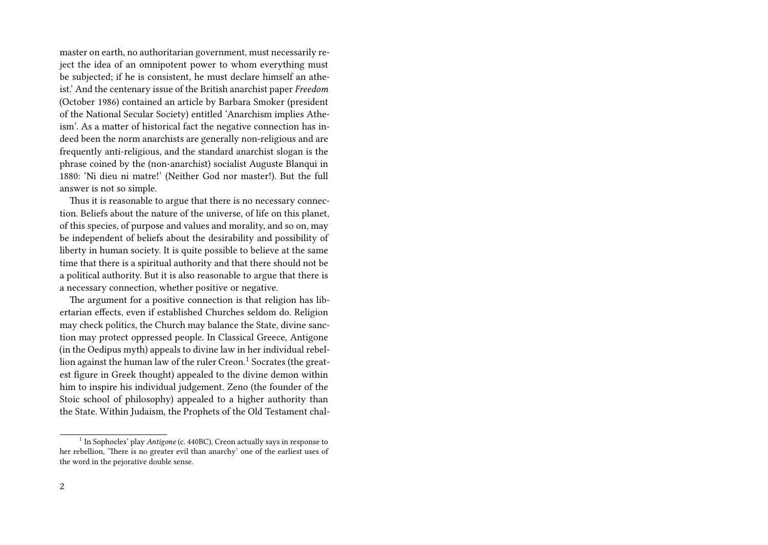master on earth, no authoritarian government, must necessarily reject the idea of an omnipotent power to whom everything must be subjected; if he is consistent, he must declare himself an atheist.' And the centenary issue of the British anarchist paper *Freedom* (October 1986) contained an article by Barbara Smoker (president of the National Secular Society) entitled 'Anarchism implies Atheism'. As a matter of historical fact the negative connection has indeed been the norm anarchists are generally non-religious and are frequently anti-religious, and the standard anarchist slogan is the phrase coined by the (non-anarchist) socialist Auguste Blanqui in 1880: 'Ni dieu ni matre!' (Neither God nor master!). But the full answer is not so simple.

Thus it is reasonable to argue that there is no necessary connection. Beliefs about the nature of the universe, of life on this planet, of this species, of purpose and values and morality, and so on, may be independent of beliefs about the desirability and possibility of liberty in human society. It is quite possible to believe at the same time that there is a spiritual authority and that there should not be a political authority. But it is also reasonable to argue that there is a necessary connection, whether positive or negative.

The argument for a positive connection is that religion has libertarian effects, even if established Churches seldom do. Religion may check politics, the Church may balance the State, divine sanction may protect oppressed people. In Classical Greece, Antigone (in the Oedipus myth) appeals to divine law in her individual rebellion against the human law of the ruler Creon.[1] Socrates (the greatest figure in Greek thought) appealed to the divine demon within him to inspire his individual judgement. Zeno (the founder of the Stoic school of philosophy) appealed to a higher authority than the State. Within Judaism, the Prophets of the Old Testament chal-

[1] In Sophocles' play *Antigone* (c. 440BC), Creon actually says in response to her rebellion, 'There is no greater evil than anarchy' one of the earliest uses of the word in the pejorative double sense.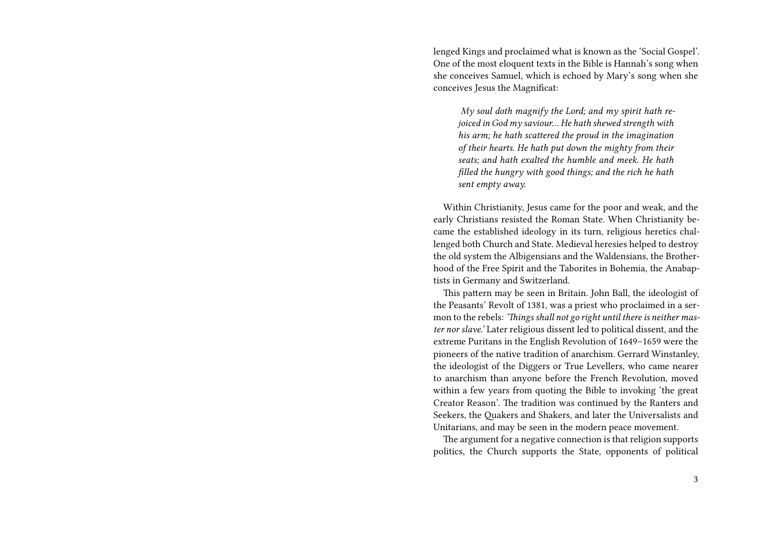lenged Kings and proclaimed what is known as the 'Social Gospel'. One of the most eloquent texts in the Bible is Hannah's song when she conceives Samuel, which is echoed by Mary's song when she conceives Jesus the Magnificat:

> *My soul doth magnify the Lord; and my spirit hath rejoiced in God my saviour… He hath shewed strength with his arm; he hath scattered the proud in the imagination of their hearts. He hath put down the mighty from their seats; and hath exalted the humble and meek. He hath filled the hungry with good things; and the rich he hath sent empty away.*

Within Christianity, Jesus came for the poor and weak, and the early Christians resisted the Roman State. When Christianity became the established ideology in its turn, religious heretics challenged both Church and State. Medieval heresies helped to destroy the old system the Albigensians and the Waldensians, the Brotherhood of the Free Spirit and the Taborites in Bohemia, the Anabaptists in Germany and Switzerland.

This pattern may be seen in Britain. John Ball, the ideologist of the Peasants' Revolt of 1381, was a priest who proclaimed in a sermon to the rebels: *'Things shall not go right until there is neither master nor slave.'* Later religious dissent led to political dissent, and the extreme Puritans in the English Revolution of 1649–1659 were the pioneers of the native tradition of anarchism. Gerrard Winstanley, the ideologist of the Diggers or True Levellers, who came nearer to anarchism than anyone before the French Revolution, moved within a few years from quoting the Bible to invoking 'the great Creator Reason'. The tradition was continued by the Ranters and Seekers, the Quakers and Shakers, and later the Universalists and Unitarians, and may be seen in the modern peace movement.

The argument for a negative connection is that religion supports politics, the Church supports the State, opponents of political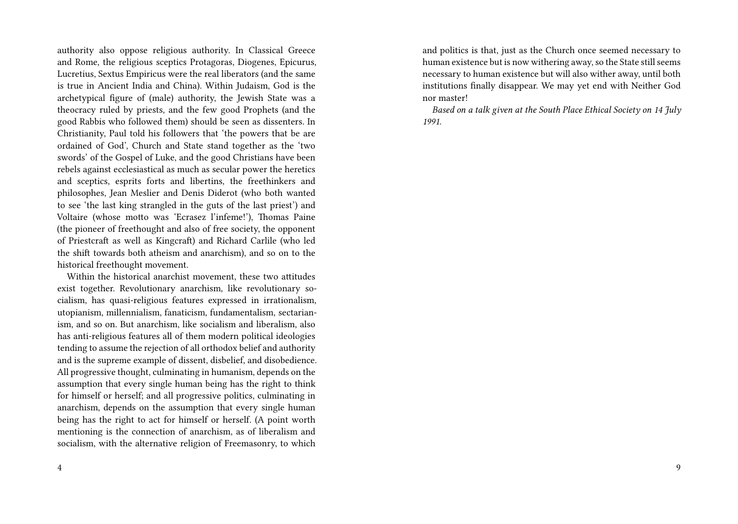authority also oppose religious authority. In Classical Greece and Rome, the religious sceptics Protagoras, Diogenes, Epicurus, Lucretius, Sextus Empiricus were the real liberators (and the same is true in Ancient India and China). Within Judaism, God is the archetypical figure of (male) authority, the Jewish State was a theocracy ruled by priests, and the few good Prophets (and the good Rabbis who followed them) should be seen as dissenters. In Christianity, Paul told his followers that 'the powers that be are ordained of God', Church and State stand together as the 'two swords' of the Gospel of Luke, and the good Christians have been rebels against ecclesiastical as much as secular power the heretics and sceptics, esprits forts and libertins, the freethinkers and philosophes, Jean Meslier and Denis Diderot (who both wanted to see 'the last king strangled in the guts of the last priest') and Voltaire (whose motto was 'Ecrasez l'infeme!'), Thomas Paine (the pioneer of freethought and also of free society, the opponent of Priestcraft as well as Kingcraft) and Richard Carlile (who led the shift towards both atheism and anarchism), and so on to the historical freethought movement.

Within the historical anarchist movement, these two attitudes exist together. Revolutionary anarchism, like revolutionary socialism, has quasi-religious features expressed in irrationalism, utopianism, millennialism, fanaticism, fundamentalism, sectarianism, and so on. But anarchism, like socialism and liberalism, also has anti-religious features all of them modern political ideologies tending to assume the rejection of all orthodox belief and authority and is the supreme example of dissent, disbelief, and disobedience. All progressive thought, culminating in humanism, depends on the assumption that every single human being has the right to think for himself or herself; and all progressive politics, culminating in anarchism, depends on the assumption that every single human being has the right to act for himself or herself. (A point worth mentioning is the connection of anarchism, as of liberalism and socialism, with the alternative religion of Freemasonry, to which

and politics is that, just as the Church once seemed necessary to human existence but is now withering away, so the State still seems necessary to human existence but will also wither away, until both institutions finally disappear. We may yet end with Neither God nor master!

*Based on a talk given at the South Place Ethical Society on 14 July 1991.*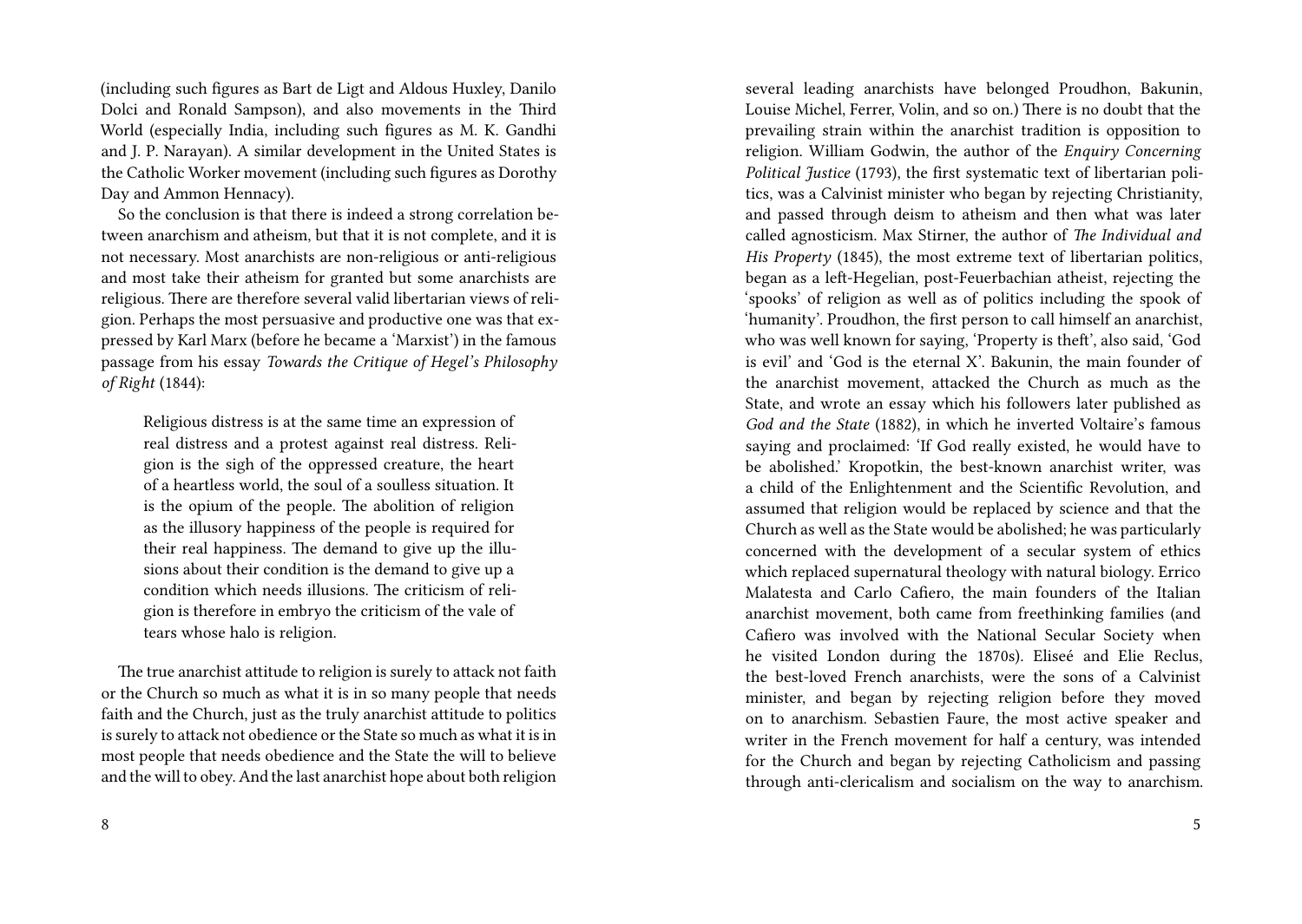(including such figures as Bart de Ligt and Aldous Huxley, Danilo Dolci and Ronald Sampson), and also movements in the Third World (especially India, including such figures as M. K. Gandhi and J. P. Narayan). A similar development in the United States is the Catholic Worker movement (including such figures as Dorothy Day and Ammon Hennacy).

So the conclusion is that there is indeed a strong correlation between anarchism and atheism, but that it is not complete, and it is not necessary. Most anarchists are non-religious or anti-religious and most take their atheism for granted but some anarchists are religious. There are therefore several valid libertarian views of religion. Perhaps the most persuasive and productive one was that expressed by Karl Marx (before he became a 'Marxist') in the famous passage from his essay *Towards the Critique of Hegel's Philosophy of Right* (1844):

> Religious distress is at the same time an expression of real distress and a protest against real distress. Religion is the sigh of the oppressed creature, the heart of a heartless world, the soul of a soulless situation. It is the opium of the people. The abolition of religion as the illusory happiness of the people is required for their real happiness. The demand to give up the illusions about their condition is the demand to give up a condition which needs illusions. The criticism of religion is therefore in embryo the criticism of the vale of tears whose halo is religion.

The true anarchist attitude to religion is surely to attack not faith or the Church so much as what it is in so many people that needs faith and the Church, just as the truly anarchist attitude to politics is surely to attack not obedience or the State so much as what it is in most people that needs obedience and the State the will to believe and the will to obey. And the last anarchist hope about both religion

several leading anarchists have belonged Proudhon, Bakunin, Louise Michel, Ferrer, Volin, and so on.) There is no doubt that the prevailing strain within the anarchist tradition is opposition to religion. William Godwin, the author of the *Enquiry Concerning Political Justice* (1793), the first systematic text of libertarian politics, was a Calvinist minister who began by rejecting Christianity, and passed through deism to atheism and then what was later called agnosticism. Max Stirner, the author of *The Individual and His Property* (1845), the most extreme text of libertarian politics, began as a left-Hegelian, post-Feuerbachian atheist, rejecting the 'spooks' of religion as well as of politics including the spook of 'humanity'. Proudhon, the first person to call himself an anarchist, who was well known for saying, 'Property is theft', also said, 'God is evil' and 'God is the eternal X'. Bakunin, the main founder of the anarchist movement, attacked the Church as much as the State, and wrote an essay which his followers later published as *God and the State* (1882), in which he inverted Voltaire's famous saying and proclaimed: 'If God really existed, he would have to be abolished.' Kropotkin, the best-known anarchist writer, was a child of the Enlightenment and the Scientific Revolution, and assumed that religion would be replaced by science and that the Church as well as the State would be abolished; he was particularly concerned with the development of a secular system of ethics which replaced supernatural theology with natural biology. Errico Malatesta and Carlo Cafiero, the main founders of the Italian anarchist movement, both came from freethinking families (and Cafiero was involved with the National Secular Society when he visited London during the 1870s). Eliseé and Elie Reclus, the best-loved French anarchists, were the sons of a Calvinist minister, and began by rejecting religion before they moved on to anarchism. Sebastien Faure, the most active speaker and writer in the French movement for half a century, was intended for the Church and began by rejecting Catholicism and passing through anti-clericalism and socialism on the way to anarchism.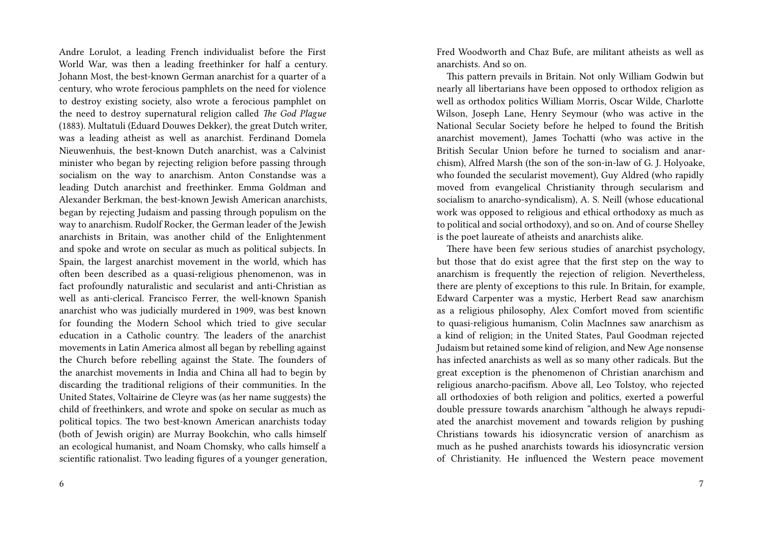Andre Lorulot, a leading French individualist before the First World War, was then a leading freethinker for half a century. Johann Most, the best-known German anarchist for a quarter of a century, who wrote ferocious pamphlets on the need for violence to destroy existing society, also wrote a ferocious pamphlet on the need to destroy supernatural religion called *The God Plague* (1883). Multatuli (Eduard Douwes Dekker), the great Dutch writer, was a leading atheist as well as anarchist. Ferdinand Domela Nieuwenhuis, the best-known Dutch anarchist, was a Calvinist minister who began by rejecting religion before passing through socialism on the way to anarchism. Anton Constandse was a leading Dutch anarchist and freethinker. Emma Goldman and Alexander Berkman, the best-known Jewish American anarchists, began by rejecting Judaism and passing through populism on the way to anarchism. Rudolf Rocker, the German leader of the Jewish anarchists in Britain, was another child of the Enlightenment and spoke and wrote on secular as much as political subjects. In Spain, the largest anarchist movement in the world, which has often been described as a quasi-religious phenomenon, was in fact profoundly naturalistic and secularist and anti-Christian as well as anti-clerical. Francisco Ferrer, the well-known Spanish anarchist who was judicially murdered in 1909, was best known for founding the Modern School which tried to give secular education in a Catholic country. The leaders of the anarchist movements in Latin America almost all began by rebelling against the Church before rebelling against the State. The founders of the anarchist movements in India and China all had to begin by discarding the traditional religions of their communities. In the United States, Voltairine de Cleyre was (as her name suggests) the child of freethinkers, and wrote and spoke on secular as much as political topics. The two best-known American anarchists today (both of Jewish origin) are Murray Bookchin, who calls himself an ecological humanist, and Noam Chomsky, who calls himself a scientific rationalist. Two leading figures of a younger generation, Fred Woodworth and Chaz Bufe, are militant atheists as well as anarchists. And so on.

This pattern prevails in Britain. Not only William Godwin but nearly all libertarians have been opposed to orthodox religion as well as orthodox politics William Morris, Oscar Wilde, Charlotte Wilson, Joseph Lane, Henry Seymour (who was active in the National Secular Society before he helped to found the British anarchist movement), James Tochatti (who was active in the British Secular Union before he turned to socialism and anarchism), Alfred Marsh (the son of the son-in-law of G. J. Holyoake, who founded the secularist movement), Guy Aldred (who rapidly moved from evangelical Christianity through secularism and socialism to anarcho-syndicalism), A. S. Neill (whose educational work was opposed to religious and ethical orthodoxy as much as to political and social orthodoxy), and so on. And of course Shelley is the poet laureate of atheists and anarchists alike.

There have been few serious studies of anarchist psychology, but those that do exist agree that the first step on the way to anarchism is frequently the rejection of religion. Nevertheless, there are plenty of exceptions to this rule. In Britain, for example, Edward Carpenter was a mystic, Herbert Read saw anarchism as a religious philosophy, Alex Comfort moved from scientific to quasi-religious humanism, Colin MacInnes saw anarchism as a kind of religion; in the United States, Paul Goodman rejected Judaism but retained some kind of religion, and New Age nonsense has infected anarchists as well as so many other radicals. But the great exception is the phenomenon of Christian anarchism and religious anarcho-pacifism. Above all, Leo Tolstoy, who rejected all orthodoxies of both religion and politics, exerted a powerful double pressure towards anarchism "although he always repudiated the anarchist movement and towards religion by pushing Christians towards his idiosyncratic version of anarchism as much as he pushed anarchists towards his idiosyncratic version of Christianity. He influenced the Western peace movement